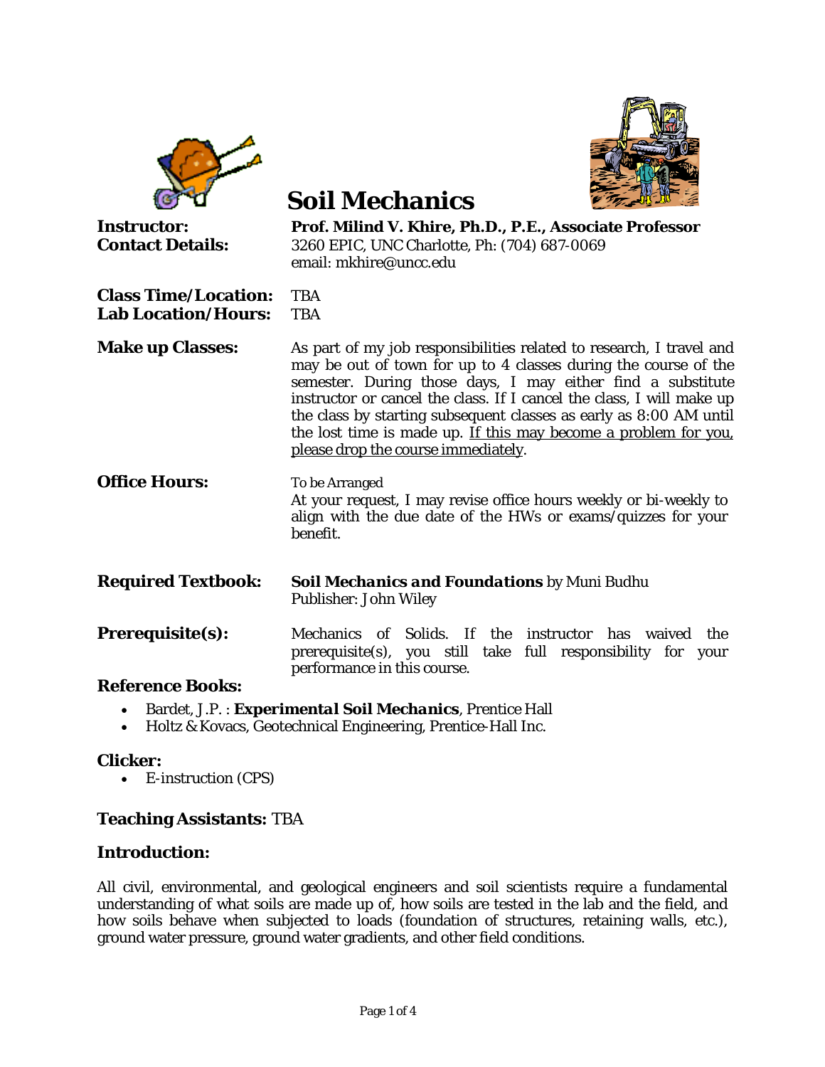# Soil Mechanics

**Instructor:** **Prof. Milind V. Khire, Ph.D., P.E., Associate Professor**

**Contact Details:** 3260 EPIC, UNC Charlotte, Ph: (704) 687-0069
email: mkhire@uncc.edu

**Class Time/Location:** TBA

**Lab Location/Hours:** TBA

**Make up Classes:** As part of my job responsibilities related to research, I travel and may be out of town for up to 4 classes during the course of the semester. During those days, I may either find a substitute instructor or cancel the class. If I cancel the class, I will make up the class by starting subsequent classes as early as 8:00 AM until the lost time is made up. <u>If this may become a problem for you, please drop the course immediately</u>.

**Office Hours:** To be Arranged
At your request, I may revise office hours weekly or bi-weekly to align with the due date of the HWs or exams/quizzes for your benefit.

**Required Textbook:** ***Soil Mechanics and Foundations*** by Muni Budhu
Publisher: John Wiley

**Prerequisite(s):** Mechanics of Solids. If the instructor has waived the prerequisite(s), you still take full responsibility for your performance in this course.

**Reference Books:**

- Bardet, J.P. : ***Experimental Soil Mechanics***, Prentice Hall
- Holtz & Kovacs, Geotechnical Engineering, Prentice-Hall Inc.

**Clicker:**

- E-instruction (CPS)

**Teaching Assistants:** TBA

**Introduction:**

All civil, environmental, and geological engineers and soil scientists require a fundamental understanding of what soils are made up of, how soils are tested in the lab and the field, and how soils behave when subjected to loads (foundation of structures, retaining walls, etc.), ground water pressure, ground water gradients, and other field conditions.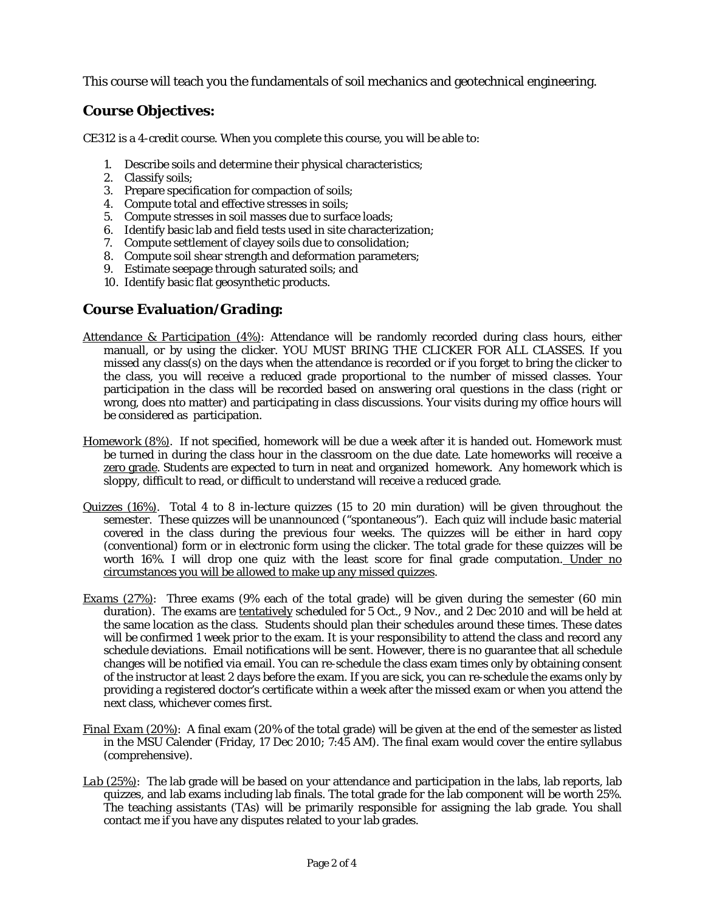This course will teach you the fundamentals of soil mechanics and geotechnical engineering.

## Course Objectives:

CE312 is a 4-credit course. When you complete this course, you will be able to:

1. Describe soils and determine their physical characteristics;
2. Classify soils;
3. Prepare specification for compaction of soils;
4. Compute total and effective stresses in soils;
5. Compute stresses in soil masses due to surface loads;
6. Identify basic lab and field tests used in site characterization;
7. Compute settlement of clayey soils due to consolidation;
8. Compute soil shear strength and deformation parameters;
9. Estimate seepage through saturated soils; and
10. Identify basic flat geosynthetic products.

## Course Evaluation/Grading:

*Attendance & Participation (4%)*: Attendance will be randomly recorded during class hours, either manuall, or by using the clicker. YOU MUST BRING THE CLICKER FOR ALL CLASSES. If you missed any class(s) on the days when the attendance is recorded or if you forget to bring the clicker to the class, you will receive a reduced grade proportional to the number of missed classes. Your participation in the class will be recorded based on answering oral questions in the class (right or wrong, does nto matter) and participating in class discussions. Your visits during my office hours will be considered as participation.

Homework (8%). If not specified, homework will be due a week after it is handed out. Homework must be turned in during the class hour in the classroom on the due date. Late homeworks will receive a zero grade. Students are expected to turn in neat and organized homework. Any homework which is sloppy, difficult to read, or difficult to understand will receive a reduced grade.

Quizzes (16%). Total 4 to 8 in-lecture quizzes (15 to 20 min duration) will be given throughout the semester. These quizzes will be unannounced ("spontaneous"). Each quiz will include basic material covered in the class during the previous four weeks. The quizzes will be either in hard copy (conventional) form or in electronic form using the clicker. The total grade for these quizzes will be worth 16%. I will drop one quiz with the least score for final grade computation. Under no circumstances you will be allowed to make up any missed quizzes.

Exams (27%): Three exams (9% each of the total grade) will be given during the semester (60 min duration). The exams are tentatively scheduled for 5 Oct., 9 Nov., and 2 Dec 2010 and will be held at the same location as the class. Students should plan their schedules around these times. These dates will be confirmed 1 week prior to the exam. It is your responsibility to attend the class and record any schedule deviations. Email notifications will be sent. However, there is no guarantee that all schedule changes will be notified via email. You can re-schedule the class exam times only by obtaining consent of the instructor at least 2 days before the exam. If you are sick, you can re-schedule the exams only by providing a registered doctor's certificate within a week after the missed exam or when you attend the next class, whichever comes first.

*Final Exam (20%)*: A final exam (20% of the total grade) will be given at the end of the semester as listed in the MSU Calender (Friday, 17 Dec 2010; 7:45 AM). The final exam would cover the entire syllabus (comprehensive).

*Lab (25%)*: The lab grade will be based on your attendance and participation in the labs, lab reports, lab quizzes, and lab exams including lab finals. The total grade for the lab component will be worth 25%. The teaching assistants (TAs) will be primarily responsible for assigning the lab grade. You shall contact me if you have any disputes related to your lab grades.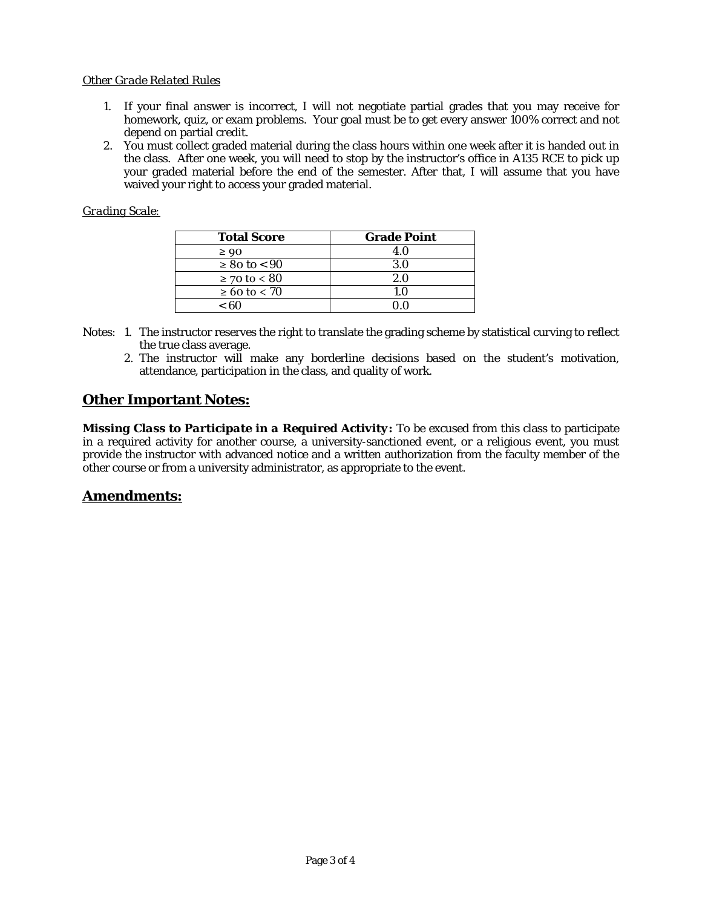*Other Grade Related Rules*

1. If your final answer is incorrect, I will not negotiate partial grades that you may receive for homework, quiz, or exam problems. Your goal must be to get every answer 100% correct and not depend on partial credit.
2. You must collect graded material during the class hours within one week after it is handed out in the class. After one week, you will need to stop by the instructor's office in A135 RCE to pick up your graded material before the end of the semester. After that, I will assume that you have waived your right to access your graded material.

*Grading Scale:*

| Total Score | Grade Point |
|---|---|
| ≥ 90 | 4.0 |
| ≥ 80 to < 90 | 3.0 |
| ≥ 70 to < 80 | 2.0 |
| ≥ 60 to < 70 | 1.0 |
| < 60 | 0.0 |

Notes:
1. The instructor reserves the right to translate the grading scheme by statistical curving to reflect the true class average.
2. The instructor will make any borderline decisions based on the student's motivation, attendance, participation in the class, and quality of work.

## Other Important Notes:

***Missing Class to Participate in a Required Activity:*** To be excused from this class to participate in a required activity for another course, a university-sanctioned event, or a religious event, you must provide the instructor with advanced notice and a written authorization from the faculty member of the other course or from a university administrator, as appropriate to the event.

## Amendments: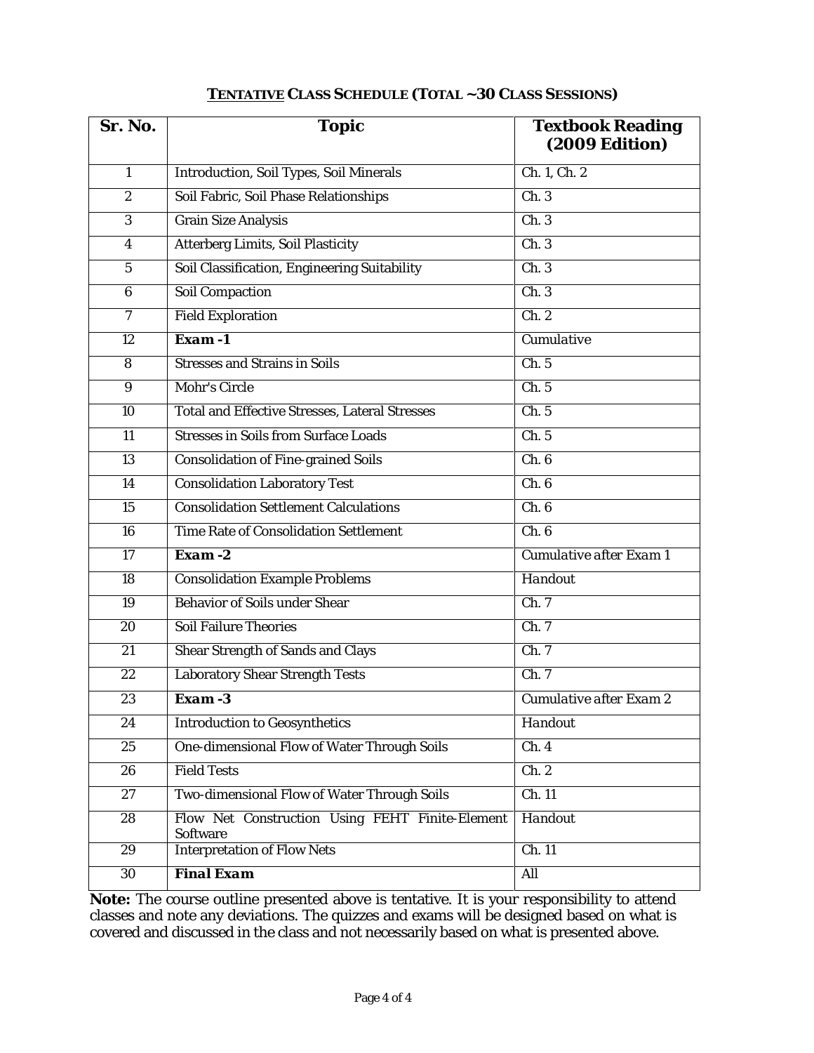## <u>TENTATIVE</u> CLASS SCHEDULE (TOTAL ~30 CLASS SESSIONS)

| Sr. No. | Topic | Textbook Reading (2009 Edition) |
|---|---|---|
| 1 | Introduction, Soil Types, Soil Minerals | Ch. 1, Ch. 2 |
| 2 | Soil Fabric, Soil Phase Relationships | Ch. 3 |
| 3 | Grain Size Analysis | Ch. 3 |
| 4 | Atterberg Limits, Soil Plasticity | Ch. 3 |
| 5 | Soil Classification, Engineering Suitability | Ch. 3 |
| 6 | Soil Compaction | Ch. 3 |
| 7 | Field Exploration | Ch. 2 |
| 12 | ***Exam -1*** | *Cumulative* |
| 8 | Stresses and Strains in Soils | Ch. 5 |
| 9 | Mohr's Circle | Ch. 5 |
| 10 | Total and Effective Stresses, Lateral Stresses | Ch. 5 |
| 11 | Stresses in Soils from Surface Loads | Ch. 5 |
| 13 | Consolidation of Fine-grained Soils | Ch. 6 |
| 14 | Consolidation Laboratory Test | Ch. 6 |
| 15 | Consolidation Settlement Calculations | Ch. 6 |
| 16 | Time Rate of Consolidation Settlement | Ch. 6 |
| 17 | ***Exam -2*** | *Cumulative after Exam 1* |
| 18 | Consolidation Example Problems | *Handout* |
| 19 | Behavior of Soils under Shear | Ch. 7 |
| 20 | Soil Failure Theories | Ch. 7 |
| 21 | Shear Strength of Sands and Clays | Ch. 7 |
| 22 | Laboratory Shear Strength Tests | Ch. 7 |
| 23 | ***Exam -3*** | *Cumulative after Exam 2* |
| 24 | Introduction to Geosynthetics | *Handout* |
| 25 | One-dimensional Flow of Water Through Soils | Ch. 4 |
| 26 | Field Tests | Ch. 2 |
| 27 | Two-dimensional Flow of Water Through Soils | Ch. 11 |
| 28 | Flow Net Construction Using FEHT Finite-Element Software | *Handout* |
| 29 | Interpretation of Flow Nets | Ch. 11 |
| 30 | ***Final Exam*** | *All* |

**Note:** The course outline presented above is tentative. It is your responsibility to attend classes and note any deviations. The quizzes and exams will be designed based on what is covered and discussed in the class and not necessarily based on what is presented above.